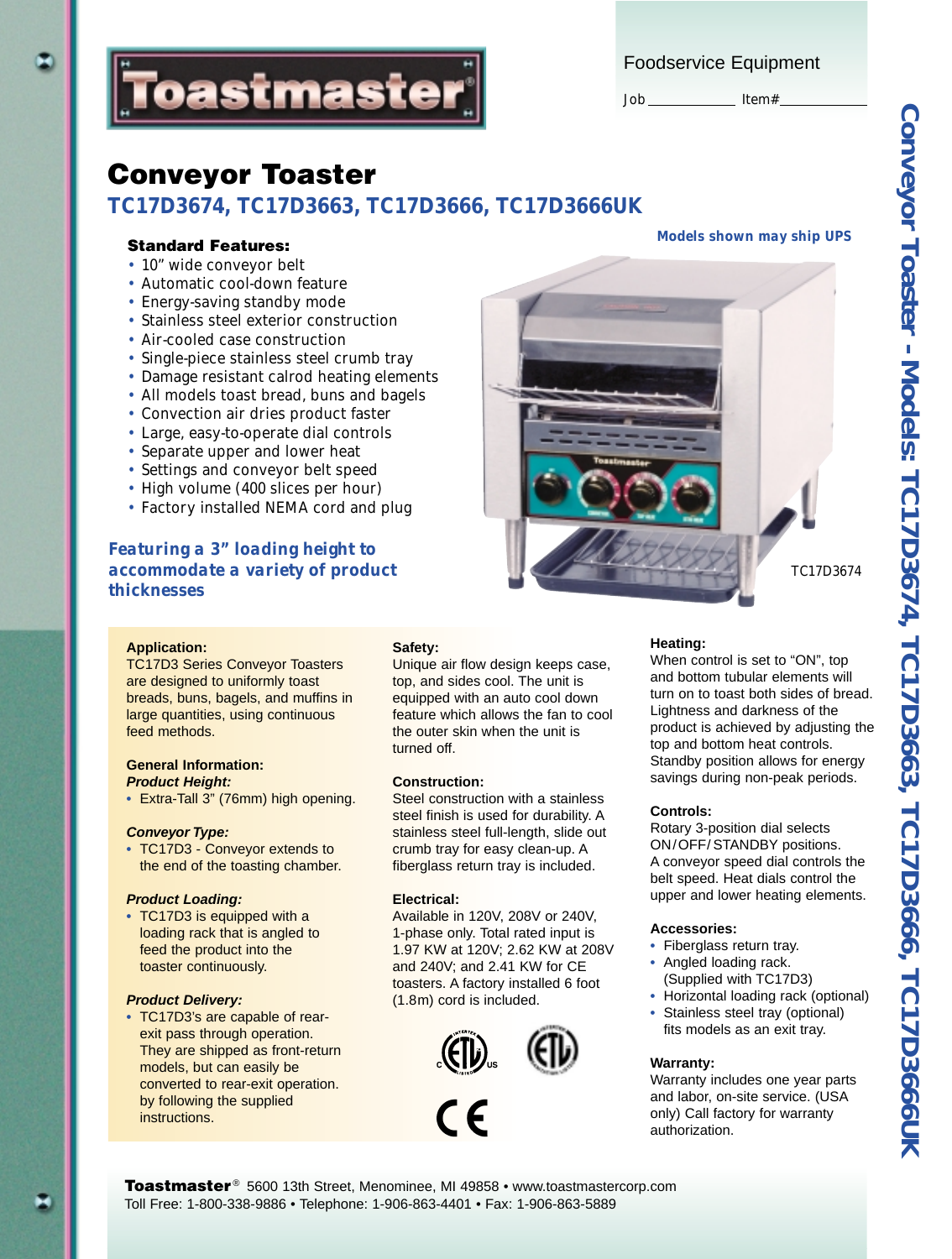# Toastmaster®

Foodservice Equipment

Job ____________ Item# ____________

# Conveyor Toaster

## TC17D3674, TC17D3663, TC17D3666, TC17D3666UK

**Models shown may ship UPS**

### Standard Features:

- 10" wide conveyor belt
- Automatic cool-down feature
- Energy-saving standby mode
- Stainless steel exterior construction
- Air-cooled case construction
- Single-piece stainless steel crumb tray
- Damage resistant calrod heating elements
- All models toast bread, buns and bagels
- Convection air dries product faster
- Large, easy-to-operate dial controls
- Separate upper and lower heat
- Settings and conveyor belt speed
- High volume (400 slices per hour)
- Factory installed NEMA cord and plug

***Featuring a 3" loading height to accommodate a variety of product thicknesses***

TC17D3674

### Application:

TC17D3 Series Conveyor Toasters are designed to uniformly toast breads, buns, bagels, and muffins in large quantities, using continuous feed methods.

### General Information:

***Product Height:***

- Extra-Tall 3" (76mm) high opening.

***Conveyor Type:***

- TC17D3 - Conveyor extends to the end of the toasting chamber.

***Product Loading:***

- TC17D3 is equipped with a loading rack that is angled to feed the product into the toaster continuously.

***Product Delivery:***

- TC17D3's are capable of rear-exit pass through operation. They are shipped as front-return models, but can easily be converted to rear-exit operation. by following the supplied instructions.

### Safety:

Unique air flow design keeps case, top, and sides cool. The unit is equipped with an auto cool down feature which allows the fan to cool the outer skin when the unit is turned off.

### Construction:

Steel construction with a stainless steel finish is used for durability. A stainless steel full-length, slide out crumb tray for easy clean-up. A fiberglass return tray is included.

### Electrical:

Available in 120V, 208V or 240V, 1-phase only. Total rated input is 1.97 KW at 120V; 2.62 KW at 208V and 240V; and 2.41 KW for CE toasters. A factory installed 6 foot (1.8m) cord is included.

### Heating:

When control is set to "ON", top and bottom tubular elements will turn on to toast both sides of bread. Lightness and darkness of the product is achieved by adjusting the top and bottom heat controls. Standby position allows for energy savings during non-peak periods.

### Controls:

Rotary 3-position dial selects ON/OFF/STANDBY positions. A conveyor speed dial controls the belt speed. Heat dials control the upper and lower heating elements.

### Accessories:

- Fiberglass return tray.
- Angled loading rack. (Supplied with TC17D3)
- Horizontal loading rack (optional)
- Stainless steel tray (optional) fits models as an exit tray.

### Warranty:

Warranty includes one year parts and labor, on-site service. (USA only) Call factory for warranty authorization.

**Toastmaster®** 5600 13th Street, Menominee, MI 49858 • www.toastmastercorp.com
Toll Free: 1-800-338-9886 • Telephone: 1-906-863-4401 • Fax: 1-906-863-5889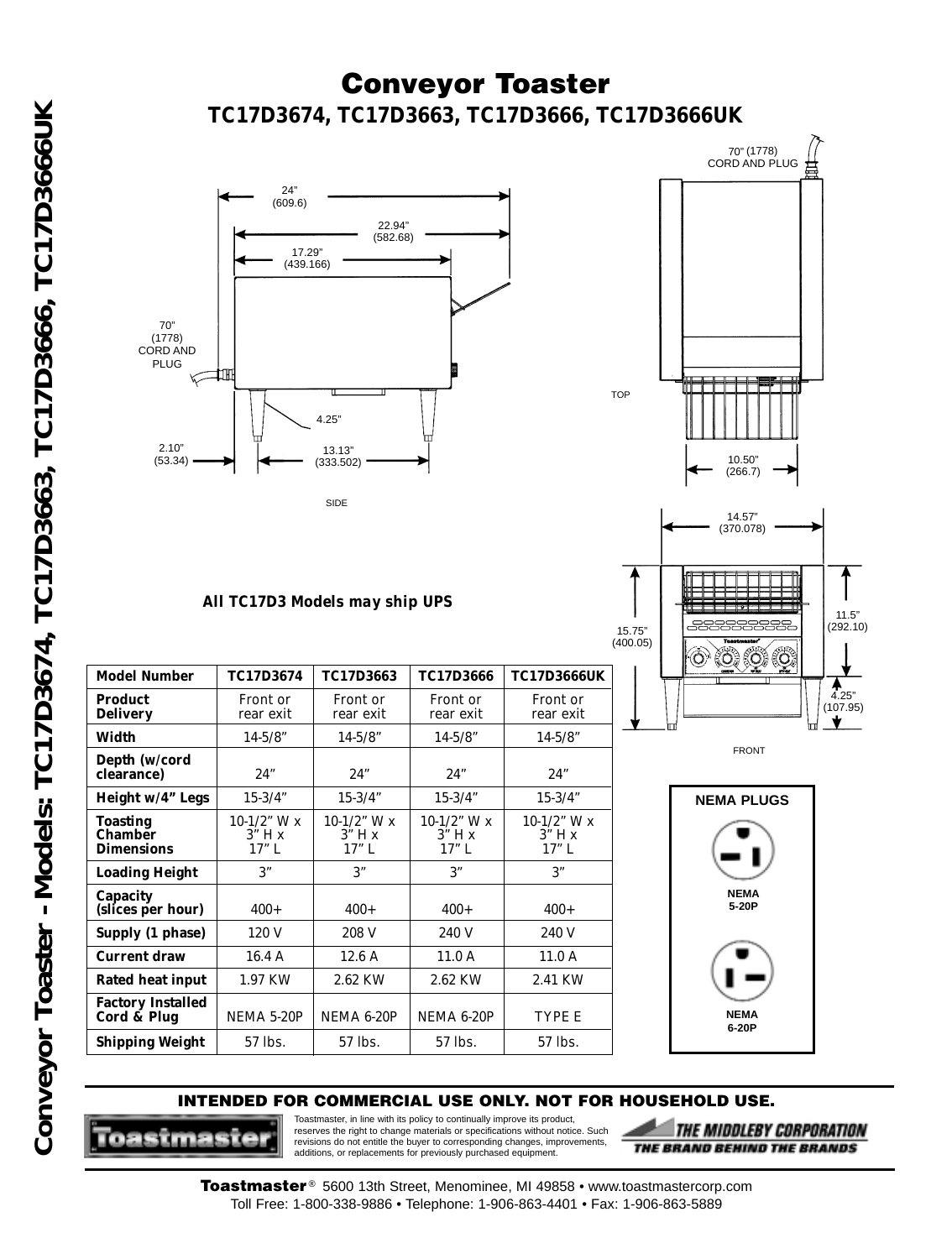# Conveyor Toaster

## TC17D3674, TC17D3663, TC17D3666, TC17D3666UK

24"
(609.6)

22.94"
(582.68)

17.29"
(439.166)

70"
(1778)
CORD AND
PLUG

4.25"

2.10"
(53.34)

13.13"
(333.502)

SIDE

70" (1778)
CORD AND PLUG

TOP

10.50"
(266.7)

14.57"
(370.078)

15.75"
(400.05)

11.5"
(292.10)

4.25"
(107.95)

FRONT

***All TC17D3 Models may ship UPS***

| Model Number | TC17D3674 | TC17D3663 | TC17D3666 | TC17D3666UK |
|---|---|---|---|---|
| Product Delivery | Front or rear exit | Front or rear exit | Front or rear exit | Front or rear exit |
| Width | 14-5/8" | 14-5/8" | 14-5/8" | 14-5/8" |
| Depth (w/cord clearance) | 24" | 24" | 24" | 24" |
| Height w/4" Legs | 15-3/4" | 15-3/4" | 15-3/4" | 15-3/4" |
| Toasting Chamber Dimensions | 10-1/2" W x 3" H x 17" L | 10-1/2" W x 3" H x 17" L | 10-1/2" W x 3" H x 17" L | 10-1/2" W x 3" H x 17" L |
| Loading Height | 3" | 3" | 3" | 3" |
| Capacity (slices per hour) | 400+ | 400+ | 400+ | 400+ |
| Supply (1 phase) | 120 V | 208 V | 240 V | 240 V |
| Current draw | 16.4 A | 12.6 A | 11.0 A | 11.0 A |
| Rated heat input | 1.97 KW | 2.62 KW | 2.62 KW | 2.41 KW |
| Factory Installed Cord & Plug | NEMA 5-20P | NEMA 6-20P | NEMA 6-20P | TYPE E |
| Shipping Weight | 57 lbs. | 57 lbs. | 57 lbs. | 57 lbs. |

**NEMA PLUGS**

NEMA 5-20P

NEMA 6-20P

**INTENDED FOR COMMERCIAL USE ONLY. NOT FOR HOUSEHOLD USE.**

Toastmaster, in line with its policy to continually improve its product, reserves the right to change materials or specifications without notice. Such revisions do not entitle the buyer to corresponding changes, improvements, additions, or replacements for previously purchased equipment.

THE MIDDLEBY CORPORATION
THE BRAND BEHIND THE BRANDS

**Toastmaster**® 5600 13th Street, Menominee, MI 49858 • www.toastmastercorp.com
Toll Free: 1-800-338-9886 • Telephone: 1-906-863-4401 • Fax: 1-906-863-5889